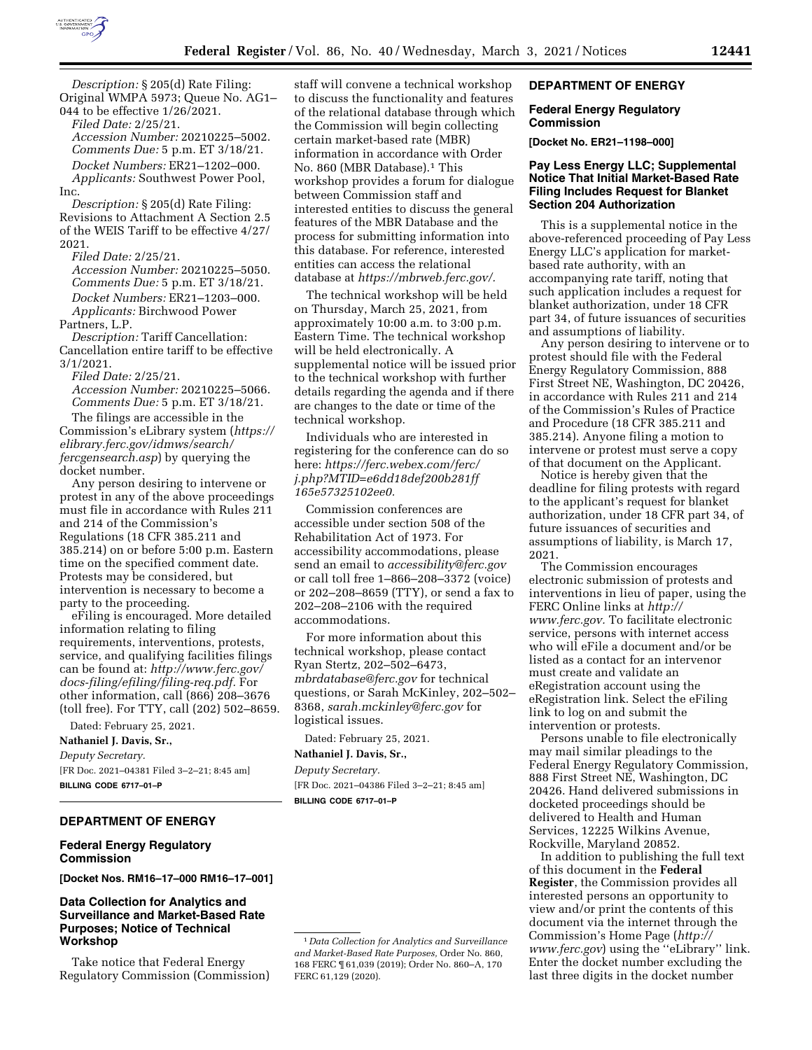*Description:* § 205(d) Rate Filing: Original WMPA 5973; Queue No. AG1–044 to be effective 1/26/2021.

*Filed Date:* 2/25/21.

*Accession Number:* 20210225–5002.

*Comments Due:* 5 p.m. ET 3/18/21.

*Docket Numbers:* ER21–1202–000.

*Applicants:* Southwest Power Pool, Inc.

*Description:* § 205(d) Rate Filing: Revisions to Attachment A Section 2.5 of the WEIS Tariff to be effective 4/27/2021.

*Filed Date:* 2/25/21.

*Accession Number:* 20210225–5050.

*Comments Due:* 5 p.m. ET 3/18/21.

*Docket Numbers:* ER21–1203–000.

*Applicants:* Birchwood Power Partners, L.P.

*Description:* Tariff Cancellation: Cancellation entire tariff to be effective 3/1/2021.

*Filed Date:* 2/25/21.

*Accession Number:* 20210225–5066.

*Comments Due:* 5 p.m. ET 3/18/21.

The filings are accessible in the Commission's eLibrary system (*https://elibrary.ferc.gov/idmws/search/fercgensearch.asp*) by querying the docket number.

Any person desiring to intervene or protest in any of the above proceedings must file in accordance with Rules 211 and 214 of the Commission's Regulations (18 CFR 385.211 and 385.214) on or before 5:00 p.m. Eastern time on the specified comment date. Protests may be considered, but intervention is necessary to become a party to the proceeding.

eFiling is encouraged. More detailed information relating to filing requirements, interventions, protests, service, and qualifying facilities filings can be found at: *http://www.ferc.gov/docs-filing/efiling/filing-req.pdf*. For other information, call (866) 208–3676 (toll free). For TTY, call (202) 502–8659.

Dated: February 25, 2021.

**Nathaniel J. Davis, Sr.,**

*Deputy Secretary.*

[FR Doc. 2021–04381 Filed 3–2–21; 8:45 am]

**BILLING CODE 6717–01–P**

## DEPARTMENT OF ENERGY

### Federal Energy Regulatory Commission

**[Docket Nos. RM16–17–000 RM16–17–001]**

### Data Collection for Analytics and Surveillance and Market-Based Rate Purposes; Notice of Technical Workshop

Take notice that Federal Energy Regulatory Commission (Commission) staff will convene a technical workshop to discuss the functionality and features of the relational database through which the Commission will begin collecting certain market-based rate (MBR) information in accordance with Order No. 860 (MBR Database).[1] This workshop provides a forum for dialogue between Commission staff and interested entities to discuss the general features of the MBR Database and the process for submitting information into this database. For reference, interested entities can access the relational database at *https://mbrweb.ferc.gov/*.

The technical workshop will be held on Thursday, March 25, 2021, from approximately 10:00 a.m. to 3:00 p.m. Eastern Time. The technical workshop will be held electronically. A supplemental notice will be issued prior to the technical workshop with further details regarding the agenda and if there are changes to the date or time of the technical workshop.

Individuals who are interested in registering for the conference can do so here: *https://ferc.webex.com/ferc/j.php?MTID=e6dd18def200b281ff165e57325102ee0*.

Commission conferences are accessible under section 508 of the Rehabilitation Act of 1973. For accessibility accommodations, please send an email to *accessibility@ferc.gov* or call toll free 1–866–208–3372 (voice) or 202–208–8659 (TTY), or send a fax to 202–208–2106 with the required accommodations.

For more information about this technical workshop, please contact Ryan Stertz, 202–502–6473, *mbrdatabase@ferc.gov* for technical questions, or Sarah McKinley, 202–502–8368, *sarah.mckinley@ferc.gov* for logistical issues.

Dated: February 25, 2021.

**Nathaniel J. Davis, Sr.,**

*Deputy Secretary.*

[FR Doc. 2021–04386 Filed 3–2–21; 8:45 am]

**BILLING CODE 6717–01–P**

[1] *Data Collection for Analytics and Surveillance and Market-Based Rate Purposes,* Order No. 860, 168 FERC ¶ 61,039 (2019); Order No. 860–A, 170 FERC 61,129 (2020).

## DEPARTMENT OF ENERGY

### Federal Energy Regulatory Commission

**[Docket No. ER21–1198–000]**

### Pay Less Energy LLC; Supplemental Notice That Initial Market-Based Rate Filing Includes Request for Blanket Section 204 Authorization

This is a supplemental notice in the above-referenced proceeding of Pay Less Energy LLC's application for market-based rate authority, with an accompanying rate tariff, noting that such application includes a request for blanket authorization, under 18 CFR part 34, of future issuances of securities and assumptions of liability.

Any person desiring to intervene or to protest should file with the Federal Energy Regulatory Commission, 888 First Street NE, Washington, DC 20426, in accordance with Rules 211 and 214 of the Commission's Rules of Practice and Procedure (18 CFR 385.211 and 385.214). Anyone filing a motion to intervene or protest must serve a copy of that document on the Applicant.

Notice is hereby given that the deadline for filing protests with regard to the applicant's request for blanket authorization, under 18 CFR part 34, of future issuances of securities and assumptions of liability, is March 17, 2021.

The Commission encourages electronic submission of protests and interventions in lieu of paper, using the FERC Online links at *http://www.ferc.gov*. To facilitate electronic service, persons with internet access who will eFile a document and/or be listed as a contact for an intervenor must create and validate an eRegistration account using the eRegistration link. Select the eFiling link to log on and submit the intervention or protests.

Persons unable to file electronically may mail similar pleadings to the Federal Energy Regulatory Commission, 888 First Street NE, Washington, DC 20426. Hand delivered submissions in docketed proceedings should be delivered to Health and Human Services, 12225 Wilkins Avenue, Rockville, Maryland 20852.

In addition to publishing the full text of this document in the **Federal Register**, the Commission provides all interested persons an opportunity to view and/or print the contents of this document via the internet through the Commission's Home Page (*http://www.ferc.gov*) using the ''eLibrary'' link. Enter the docket number excluding the last three digits in the docket number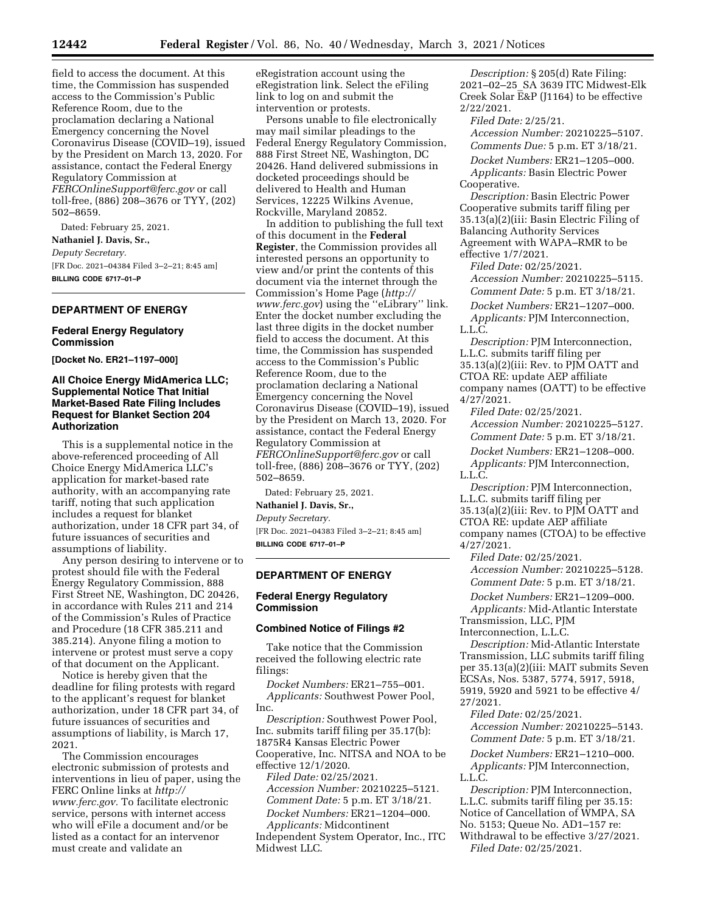field to access the document. At this time, the Commission has suspended access to the Commission's Public Reference Room, due to the proclamation declaring a National Emergency concerning the Novel Coronavirus Disease (COVID–19), issued by the President on March 13, 2020. For assistance, contact the Federal Energy Regulatory Commission at *FERCOnlineSupport@ferc.gov* or call toll-free, (886) 208–3676 or TYY, (202) 502–8659.

Dated: February 25, 2021.

**Nathaniel J. Davis, Sr.,**

*Deputy Secretary.*

[FR Doc. 2021–04384 Filed 3–2–21; 8:45 am]

**BILLING CODE 6717–01–P**

## DEPARTMENT OF ENERGY

### Federal Energy Regulatory Commission

**[Docket No. ER21–1197–000]**

### All Choice Energy MidAmerica LLC; Supplemental Notice That Initial Market-Based Rate Filing Includes Request for Blanket Section 204 Authorization

This is a supplemental notice in the above-referenced proceeding of All Choice Energy MidAmerica LLC's application for market-based rate authority, with an accompanying rate tariff, noting that such application includes a request for blanket authorization, under 18 CFR part 34, of future issuances of securities and assumptions of liability.

Any person desiring to intervene or to protest should file with the Federal Energy Regulatory Commission, 888 First Street NE, Washington, DC 20426, in accordance with Rules 211 and 214 of the Commission's Rules of Practice and Procedure (18 CFR 385.211 and 385.214). Anyone filing a motion to intervene or protest must serve a copy of that document on the Applicant.

Notice is hereby given that the deadline for filing protests with regard to the applicant's request for blanket authorization, under 18 CFR part 34, of future issuances of securities and assumptions of liability, is March 17, 2021.

The Commission encourages electronic submission of protests and interventions in lieu of paper, using the FERC Online links at *http://www.ferc.gov.* To facilitate electronic service, persons with internet access who will eFile a document and/or be listed as a contact for an intervenor must create and validate an eRegistration account using the eRegistration link. Select the eFiling link to log on and submit the intervention or protests.

Persons unable to file electronically may mail similar pleadings to the Federal Energy Regulatory Commission, 888 First Street NE, Washington, DC 20426. Hand delivered submissions in docketed proceedings should be delivered to Health and Human Services, 12225 Wilkins Avenue, Rockville, Maryland 20852.

In addition to publishing the full text of this document in the **Federal Register**, the Commission provides all interested persons an opportunity to view and/or print the contents of this document via the internet through the Commission's Home Page (*http://www.ferc.gov*) using the ''eLibrary'' link. Enter the docket number excluding the last three digits in the docket number field to access the document. At this time, the Commission has suspended access to the Commission's Public Reference Room, due to the proclamation declaring a National Emergency concerning the Novel Coronavirus Disease (COVID–19), issued by the President on March 13, 2020. For assistance, contact the Federal Energy Regulatory Commission at *FERCOnlineSupport@ferc.gov* or call toll-free, (886) 208–3676 or TYY, (202) 502–8659.

Dated: February 25, 2021.

**Nathaniel J. Davis, Sr.,**

*Deputy Secretary.*

[FR Doc. 2021–04383 Filed 3–2–21; 8:45 am]

**BILLING CODE 6717–01–P**

## DEPARTMENT OF ENERGY

### Federal Energy Regulatory Commission

### Combined Notice of Filings #2

Take notice that the Commission received the following electric rate filings:

*Docket Numbers:* ER21–755–001.

*Applicants:* Southwest Power Pool, Inc.

*Description:* Southwest Power Pool, Inc. submits tariff filing per 35.17(b): 1875R4 Kansas Electric Power Cooperative, Inc. NITSA and NOA to be effective 12/1/2020.

*Filed Date:* 02/25/2021.

*Accession Number:* 20210225–5121.

*Comment Date:* 5 p.m. ET 3/18/21.

*Docket Numbers:* ER21–1204–000.

*Applicants:* Midcontinent Independent System Operator, Inc., ITC Midwest LLC.

*Description:* § 205(d) Rate Filing: 2021–02–25_SA 3639 ITC Midwest-Elk Creek Solar E&P (J1164) to be effective 2/22/2021.

*Filed Date:* 2/25/21.

*Accession Number:* 20210225–5107.

*Comments Due:* 5 p.m. ET 3/18/21.

*Docket Numbers:* ER21–1205–000.

*Applicants:* Basin Electric Power Cooperative.

*Description:* Basin Electric Power Cooperative submits tariff filing per 35.13(a)(2)(iii: Basin Electric Filing of Balancing Authority Services Agreement with WAPA–RMR to be effective 1/7/2021.

*Filed Date:* 02/25/2021.

*Accession Number:* 20210225–5115.

*Comment Date:* 5 p.m. ET 3/18/21.

*Docket Numbers:* ER21–1207–000.

*Applicants:* PJM Interconnection, L.L.C.

*Description:* PJM Interconnection, L.L.C. submits tariff filing per 35.13(a)(2)(iii: Rev. to PJM OATT and CTOA RE: update AEP affiliate company names (OATT) to be effective 4/27/2021.

*Filed Date:* 02/25/2021.

*Accession Number:* 20210225–5127.

*Comment Date:* 5 p.m. ET 3/18/21.

*Docket Numbers:* ER21–1208–000.

*Applicants:* PJM Interconnection, L.L.C.

*Description:* PJM Interconnection, L.L.C. submits tariff filing per 35.13(a)(2)(iii: Rev. to PJM OATT and CTOA RE: update AEP affiliate company names (CTOA) to be effective 4/27/2021.

*Filed Date:* 02/25/2021.

*Accession Number:* 20210225–5128.

*Comment Date:* 5 p.m. ET 3/18/21.

*Docket Numbers:* ER21–1209–000.

*Applicants:* Mid-Atlantic Interstate Transmission, LLC, PJM Interconnection, L.L.C.

*Description:* Mid-Atlantic Interstate Transmission, LLC submits tariff filing per 35.13(a)(2)(iii: MAIT submits Seven ECSAs, Nos. 5387, 5774, 5917, 5918, 5919, 5920 and 5921 to be effective 4/27/2021.

*Filed Date:* 02/25/2021.

*Accession Number:* 20210225–5143.

*Comment Date:* 5 p.m. ET 3/18/21.

*Docket Numbers:* ER21–1210–000.

*Applicants:* PJM Interconnection, L.L.C.

*Description:* PJM Interconnection, L.L.C. submits tariff filing per 35.15: Notice of Cancellation of WMPA, SA No. 5153; Queue No. AD1–157 re: Withdrawal to be effective 3/27/2021.

*Filed Date:* 02/25/2021.